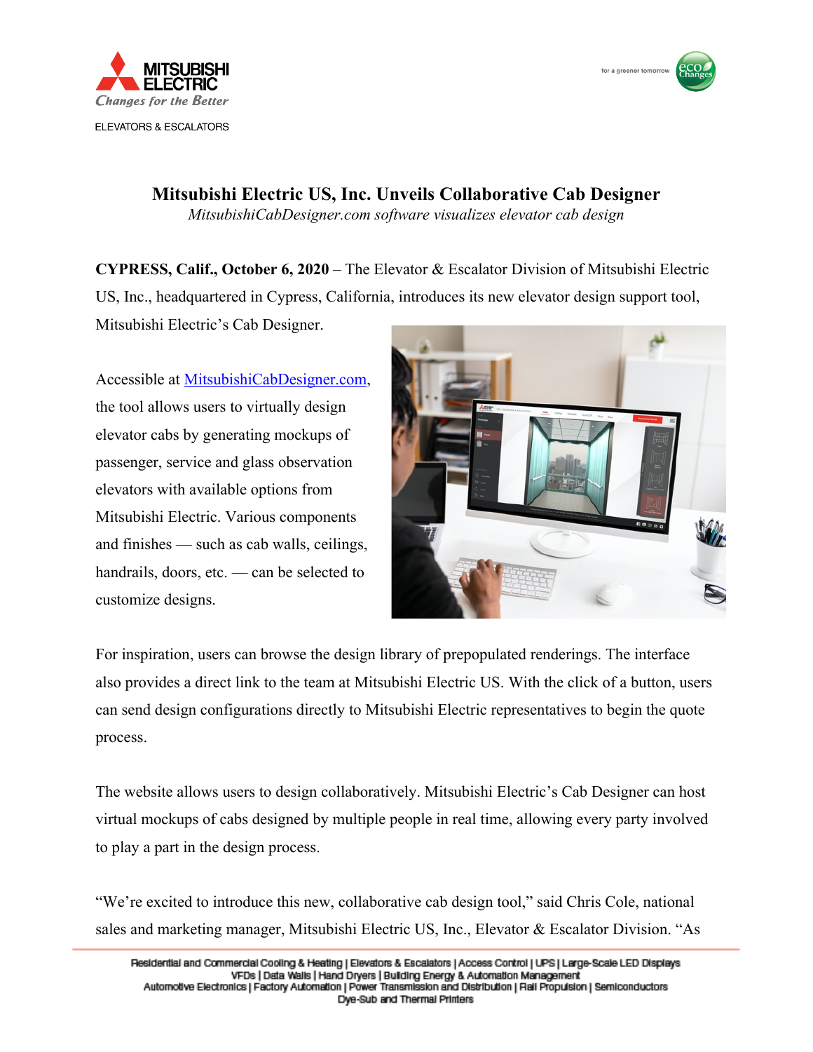MITSUBISHI ELECTRIC
*Changes for the Better*

ELEVATORS & ESCALATORS

for a greener tomorrow

# Mitsubishi Electric US, Inc. Unveils Collaborative Cab Designer

*MitsubishiCabDesigner.com software visualizes elevator cab design*

**CYPRESS, Calif., October 6, 2020** – The Elevator & Escalator Division of Mitsubishi Electric US, Inc., headquartered in Cypress, California, introduces its new elevator design support tool, Mitsubishi Electric's Cab Designer.

Accessible at [MitsubishiCabDesigner.com](http://MitsubishiCabDesigner.com), the tool allows users to virtually design elevator cabs by generating mockups of passenger, service and glass observation elevators with available options from Mitsubishi Electric. Various components and finishes — such as cab walls, ceilings, handrails, doors, etc. — can be selected to customize designs.

For inspiration, users can browse the design library of prepopulated renderings. The interface also provides a direct link to the team at Mitsubishi Electric US. With the click of a button, users can send design configurations directly to Mitsubishi Electric representatives to begin the quote process.

The website allows users to design collaboratively. Mitsubishi Electric's Cab Designer can host virtual mockups of cabs designed by multiple people in real time, allowing every party involved to play a part in the design process.

"We're excited to introduce this new, collaborative cab design tool," said Chris Cole, national sales and marketing manager, Mitsubishi Electric US, Inc., Elevator & Escalator Division. "As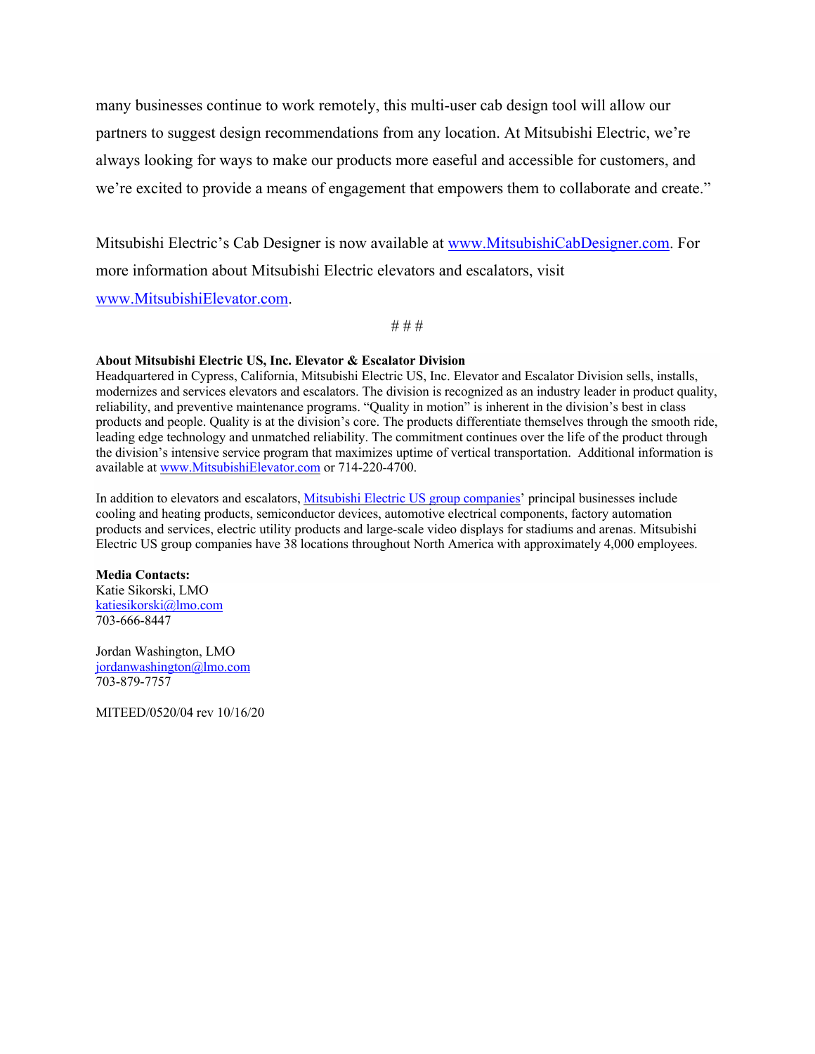many businesses continue to work remotely, this multi-user cab design tool will allow our partners to suggest design recommendations from any location. At Mitsubishi Electric, we're always looking for ways to make our products more easeful and accessible for customers, and we're excited to provide a means of engagement that empowers them to collaborate and create."

Mitsubishi Electric's Cab Designer is now available at www.MitsubishiCabDesigner.com. For more information about Mitsubishi Electric elevators and escalators, visit www.MitsubishiElevator.com.

# # #

**About Mitsubishi Electric US, Inc. Elevator & Escalator Division**
Headquartered in Cypress, California, Mitsubishi Electric US, Inc. Elevator and Escalator Division sells, installs, modernizes and services elevators and escalators. The division is recognized as an industry leader in product quality, reliability, and preventive maintenance programs. "Quality in motion" is inherent in the division's best in class products and people. Quality is at the division's core. The products differentiate themselves through the smooth ride, leading edge technology and unmatched reliability. The commitment continues over the life of the product through the division's intensive service program that maximizes uptime of vertical transportation. Additional information is available at www.MitsubishiElevator.com or 714-220-4700.

In addition to elevators and escalators, Mitsubishi Electric US group companies' principal businesses include cooling and heating products, semiconductor devices, automotive electrical components, factory automation products and services, electric utility products and large-scale video displays for stadiums and arenas. Mitsubishi Electric US group companies have 38 locations throughout North America with approximately 4,000 employees.

**Media Contacts:**
Katie Sikorski, LMO
katiesikorski@lmo.com
703-666-8447

Jordan Washington, LMO
jordanwashington@lmo.com
703-879-7757

MITEED/0520/04 rev 10/16/20